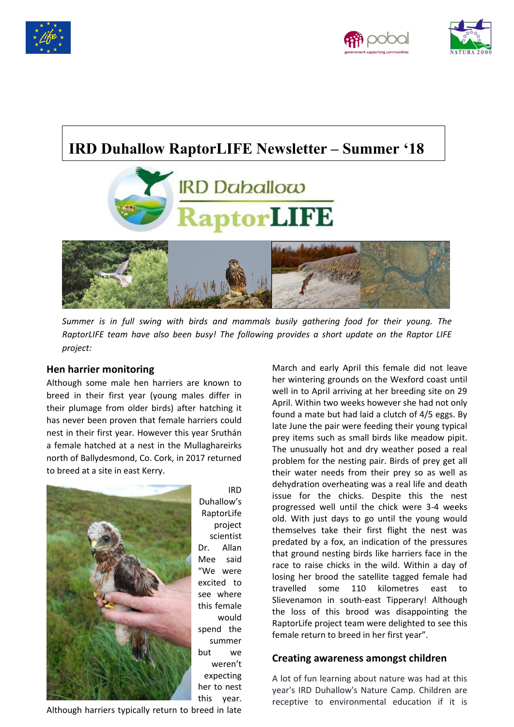# IRD Duhallow RaptorLIFE Newsletter – Summer '18

*Summer is in full swing with birds and mammals busily gathering food for their young. The RaptorLIFE team have also been busy! The following provides a short update on the Raptor LIFE project:*

## Hen harrier monitoring

Although some male hen harriers are known to breed in their first year (young males differ in their plumage from older birds) after hatching it has never been proven that female harriers could nest in their first year. However this year Sruthán a female hatched at a nest in the Mullaghareirks north of Ballydesmond, Co. Cork, in 2017 returned to breed at a site in east Kerry.

IRD Duhallow's RaptorLife project scientist Dr. Allan Mee said "We were excited to see where this female would spend the summer but we weren't expecting her to nest this year. Although harriers typically return to breed in late March and early April this female did not leave her wintering grounds on the Wexford coast until well in to April arriving at her breeding site on 29 April. Within two weeks however she had not only found a mate but had laid a clutch of 4/5 eggs. By late June the pair were feeding their young typical prey items such as small birds like meadow pipit. The unusually hot and dry weather posed a real problem for the nesting pair. Birds of prey get all their water needs from their prey so as well as dehydration overheating was a real life and death issue for the chicks. Despite this the nest progressed well until the chick were 3-4 weeks old. With just days to go until the young would themselves take their first flight the nest was predated by a fox, an indication of the pressures that ground nesting birds like harriers face in the race to raise chicks in the wild. Within a day of losing her brood the satellite tagged female had travelled some 110 kilometres east to Slievenamon in south-east Tipperary! Although the loss of this brood was disappointing the RaptorLife project team were delighted to see this female return to breed in her first year".

## Creating awareness amongst children

A lot of fun learning about nature was had at this year's IRD Duhallow's Nature Camp. Children are receptive to environmental education if it is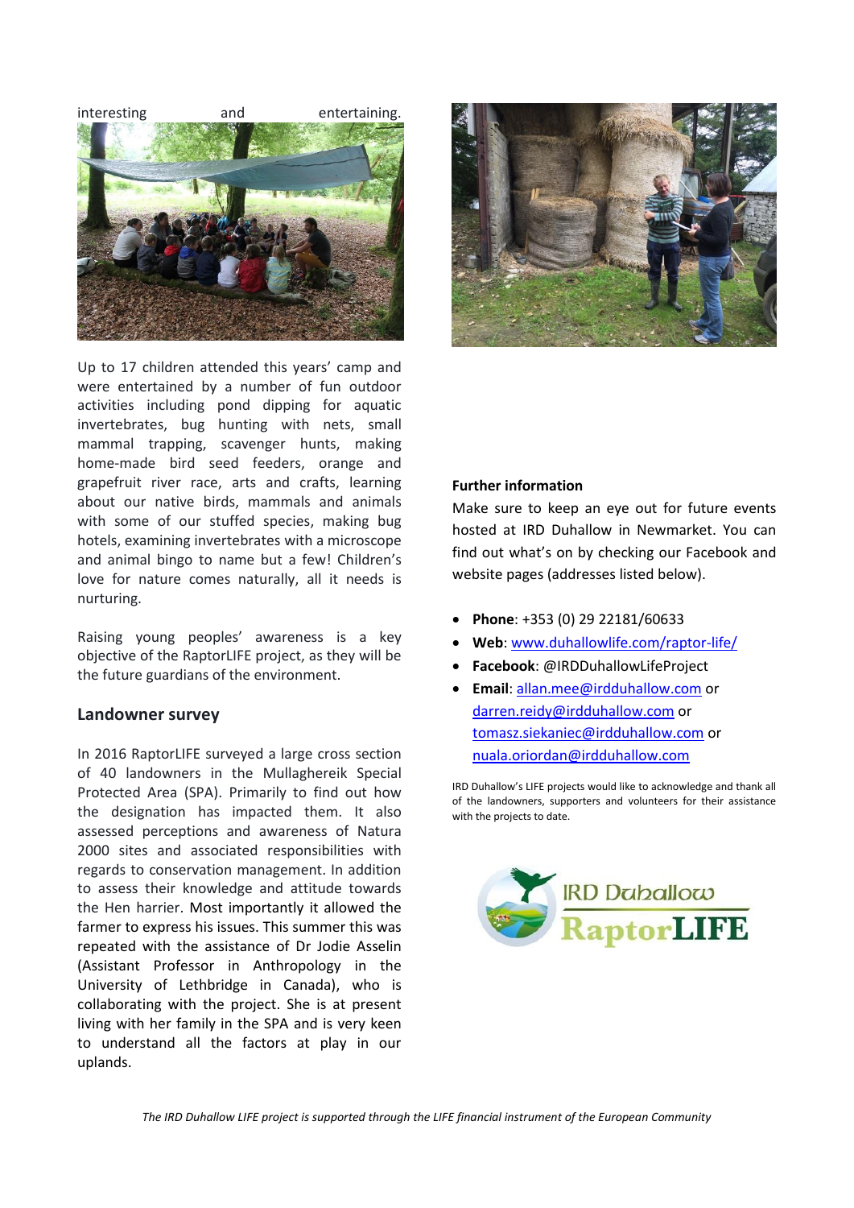interesting and entertaining.

Up to 17 children attended this years' camp and were entertained by a number of fun outdoor activities including pond dipping for aquatic invertebrates, bug hunting with nets, small mammal trapping, scavenger hunts, making home-made bird seed feeders, orange and grapefruit river race, arts and crafts, learning about our native birds, mammals and animals with some of our stuffed species, making bug hotels, examining invertebrates with a microscope and animal bingo to name but a few! Children's love for nature comes naturally, all it needs is nurturing.

Raising young peoples' awareness is a key objective of the RaptorLIFE project, as they will be the future guardians of the environment.

## Landowner survey

In 2016 RaptorLIFE surveyed a large cross section of 40 landowners in the Mullaghereik Special Protected Area (SPA). Primarily to find out how the designation has impacted them. It also assessed perceptions and awareness of Natura 2000 sites and associated responsibilities with regards to conservation management. In addition to assess their knowledge and attitude towards the Hen harrier. Most importantly it allowed the farmer to express his issues. This summer this was repeated with the assistance of Dr Jodie Asselin (Assistant Professor in Anthropology in the University of Lethbridge in Canada), who is collaborating with the project. She is at present living with her family in the SPA and is very keen to understand all the factors at play in our uplands.

**Further information**

Make sure to keep an eye out for future events hosted at IRD Duhallow in Newmarket. You can find out what's on by checking our Facebook and website pages (addresses listed below).

- **Phone**: +353 (0) 29 22181/60633
- **Web**: www.duhallowlife.com/raptor-life/
- **Facebook**: @IRDDuhallowLifeProject
- **Email**: allan.mee@irdduhallow.com or darren.reidy@irdduhallow.com or tomasz.siekaniec@irdduhallow.com or nuala.oriordan@irdduhallow.com

IRD Duhallow's LIFE projects would like to acknowledge and thank all of the landowners, supporters and volunteers for their assistance with the projects to date.

IRD Duhallow RaptorLIFE

*The IRD Duhallow LIFE project is supported through the LIFE financial instrument of the European Community*